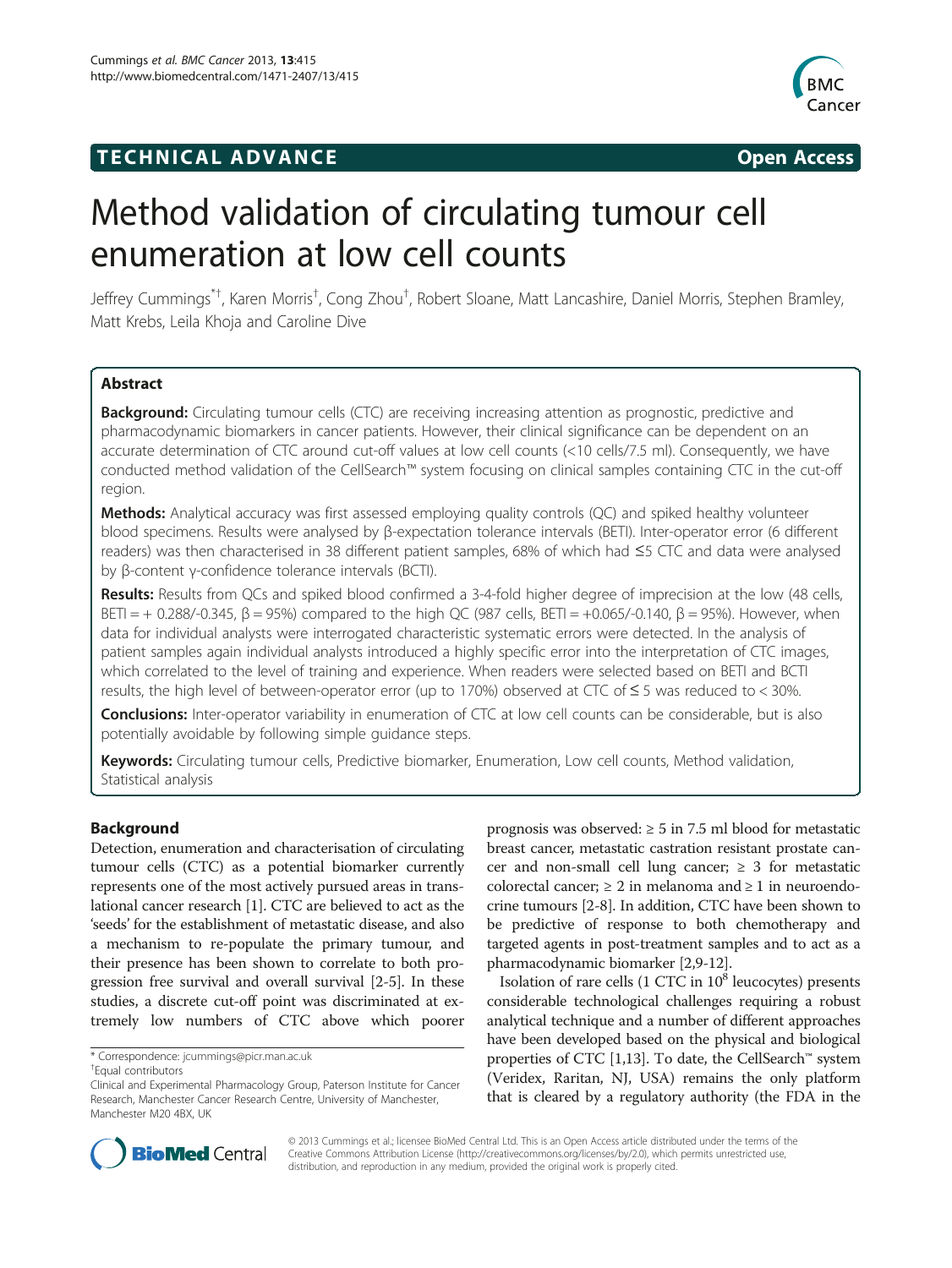**TECHNICAL ADVANCE** **Open Access**

# Method validation of circulating tumour cell enumeration at low cell counts

Jeffrey Cummings[*†], Karen Morris[†], Cong Zhou[†], Robert Sloane, Matt Lancashire, Daniel Morris, Stephen Bramley, Matt Krebs, Leila Khoja and Caroline Dive

## Abstract

**Background:** Circulating tumour cells (CTC) are receiving increasing attention as prognostic, predictive and pharmacodynamic biomarkers in cancer patients. However, their clinical significance can be dependent on an accurate determination of CTC around cut-off values at low cell counts (<10 cells/7.5 ml). Consequently, we have conducted method validation of the CellSearch™ system focusing on clinical samples containing CTC in the cut-off region.

**Methods:** Analytical accuracy was first assessed employing quality controls (QC) and spiked healthy volunteer blood specimens. Results were analysed by β-expectation tolerance intervals (BETI). Inter-operator error (6 different readers) was then characterised in 38 different patient samples, 68% of which had ≤5 CTC and data were analysed by β-content γ-confidence tolerance intervals (BCTI).

**Results:** Results from QCs and spiked blood confirmed a 3-4-fold higher degree of imprecision at the low (48 cells, BETI = + 0.288/-0.345, β = 95%) compared to the high QC (987 cells, BETI = +0.065/-0.140, β = 95%). However, when data for individual analysts were interrogated characteristic systematic errors were detected. In the analysis of patient samples again individual analysts introduced a highly specific error into the interpretation of CTC images, which correlated to the level of training and experience. When readers were selected based on BETI and BCTI results, the high level of between-operator error (up to 170%) observed at CTC of ≤ 5 was reduced to < 30%.

**Conclusions:** Inter-operator variability in enumeration of CTC at low cell counts can be considerable, but is also potentially avoidable by following simple guidance steps.

**Keywords:** Circulating tumour cells, Predictive biomarker, Enumeration, Low cell counts, Method validation, Statistical analysis

## Background

Detection, enumeration and characterisation of circulating tumour cells (CTC) as a potential biomarker currently represents one of the most actively pursued areas in translational cancer research [1]. CTC are believed to act as the 'seeds' for the establishment of metastatic disease, and also a mechanism to re-populate the primary tumour, and their presence has been shown to correlate to both progression free survival and overall survival [2-5]. In these studies, a discrete cut-off point was discriminated at extremely low numbers of CTC above which poorer prognosis was observed: ≥ 5 in 7.5 ml blood for metastatic breast cancer, metastatic castration resistant prostate cancer and non-small cell lung cancer; ≥ 3 for metastatic colorectal cancer; ≥ 2 in melanoma and ≥ 1 in neuroendocrine tumours [2-8]. In addition, CTC have been shown to be predictive of response to both chemotherapy and targeted agents in post-treatment samples and to act as a pharmacodynamic biomarker [2,9-12].

Isolation of rare cells (1 CTC in $10^8$ leucocytes) presents considerable technological challenges requiring a robust analytical technique and a number of different approaches have been developed based on the physical and biological properties of CTC [1,13]. To date, the CellSearch™ system (Veridex, Raritan, NJ, USA) remains the only platform that is cleared by a regulatory authority (the FDA in the

\* Correspondence: jcummings@picr.man.ac.uk
†Equal contributors
Clinical and Experimental Pharmacology Group, Paterson Institute for Cancer Research, Manchester Cancer Research Centre, University of Manchester, Manchester M20 4BX, UK

© 2013 Cummings et al.; licensee BioMed Central Ltd. This is an Open Access article distributed under the terms of the Creative Commons Attribution License (http://creativecommons.org/licenses/by/2.0), which permits unrestricted use, distribution, and reproduction in any medium, provided the original work is properly cited.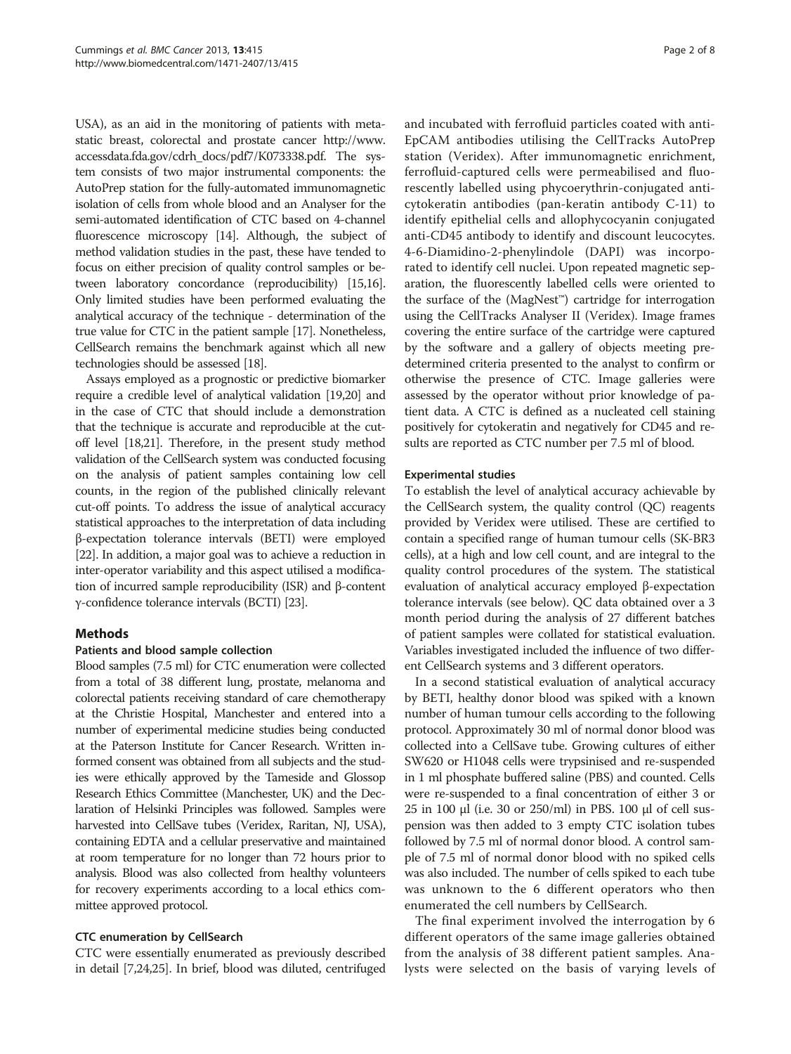USA), as an aid in the monitoring of patients with metastatic breast, colorectal and prostate cancer http://www.accessdata.fda.gov/cdrh_docs/pdf7/K073338.pdf. The system consists of two major instrumental components: the AutoPrep station for the fully-automated immunomagnetic isolation of cells from whole blood and an Analyser for the semi-automated identification of CTC based on 4-channel fluorescence microscopy [14]. Although, the subject of method validation studies in the past, these have tended to focus on either precision of quality control samples or between laboratory concordance (reproducibility) [15,16]. Only limited studies have been performed evaluating the analytical accuracy of the technique - determination of the true value for CTC in the patient sample [17]. Nonetheless, CellSearch remains the benchmark against which all new technologies should be assessed [18].

Assays employed as a prognostic or predictive biomarker require a credible level of analytical validation [19,20] and in the case of CTC that should include a demonstration that the technique is accurate and reproducible at the cut-off level [18,21]. Therefore, in the present study method validation of the CellSearch system was conducted focusing on the analysis of patient samples containing low cell counts, in the region of the published clinically relevant cut-off points. To address the issue of analytical accuracy statistical approaches to the interpretation of data including β-expectation tolerance intervals (BETI) were employed [22]. In addition, a major goal was to achieve a reduction in inter-operator variability and this aspect utilised a modification of incurred sample reproducibility (ISR) and β-content γ-confidence tolerance intervals (BCTI) [23].

## Methods

### Patients and blood sample collection

Blood samples (7.5 ml) for CTC enumeration were collected from a total of 38 different lung, prostate, melanoma and colorectal patients receiving standard of care chemotherapy at the Christie Hospital, Manchester and entered into a number of experimental medicine studies being conducted at the Paterson Institute for Cancer Research. Written informed consent was obtained from all subjects and the studies were ethically approved by the Tameside and Glossop Research Ethics Committee (Manchester, UK) and the Declaration of Helsinki Principles was followed. Samples were harvested into CellSave tubes (Veridex, Raritan, NJ, USA), containing EDTA and a cellular preservative and maintained at room temperature for no longer than 72 hours prior to analysis. Blood was also collected from healthy volunteers for recovery experiments according to a local ethics committee approved protocol.

### CTC enumeration by CellSearch

CTC were essentially enumerated as previously described in detail [7,24,25]. In brief, blood was diluted, centrifuged and incubated with ferrofluid particles coated with anti-EpCAM antibodies utilising the CellTracks AutoPrep station (Veridex). After immunomagnetic enrichment, ferrofluid-captured cells were permeabilised and fluorescently labelled using phycoerythrin-conjugated anti-cytokeratin antibodies (pan-keratin antibody C-11) to identify epithelial cells and allophycocyanin conjugated anti-CD45 antibody to identify and discount leucocytes. 4-6-Diamidino-2-phenylindole (DAPI) was incorporated to identify cell nuclei. Upon repeated magnetic separation, the fluorescently labelled cells were oriented to the surface of the (MagNest™) cartridge for interrogation using the CellTracks Analyser II (Veridex). Image frames covering the entire surface of the cartridge were captured by the software and a gallery of objects meeting predetermined criteria presented to the analyst to confirm or otherwise the presence of CTC. Image galleries were assessed by the operator without prior knowledge of patient data. A CTC is defined as a nucleated cell staining positively for cytokeratin and negatively for CD45 and results are reported as CTC number per 7.5 ml of blood.

### Experimental studies

To establish the level of analytical accuracy achievable by the CellSearch system, the quality control (QC) reagents provided by Veridex were utilised. These are certified to contain a specified range of human tumour cells (SK-BR3 cells), at a high and low cell count, and are integral to the quality control procedures of the system. The statistical evaluation of analytical accuracy employed β-expectation tolerance intervals (see below). QC data obtained over a 3 month period during the analysis of 27 different batches of patient samples were collated for statistical evaluation. Variables investigated included the influence of two different CellSearch systems and 3 different operators.

In a second statistical evaluation of analytical accuracy by BETI, healthy donor blood was spiked with a known number of human tumour cells according to the following protocol. Approximately 30 ml of normal donor blood was collected into a CellSave tube. Growing cultures of either SW620 or H1048 cells were trypsinised and re-suspended in 1 ml phosphate buffered saline (PBS) and counted. Cells were re-suspended to a final concentration of either 3 or 25 in 100 μl (i.e. 30 or 250/ml) in PBS. 100 μl of cell suspension was then added to 3 empty CTC isolation tubes followed by 7.5 ml of normal donor blood. A control sample of 7.5 ml of normal donor blood with no spiked cells was also included. The number of cells spiked to each tube was unknown to the 6 different operators who then enumerated the cell numbers by CellSearch.

The final experiment involved the interrogation by 6 different operators of the same image galleries obtained from the analysis of 38 different patient samples. Analysts were selected on the basis of varying levels of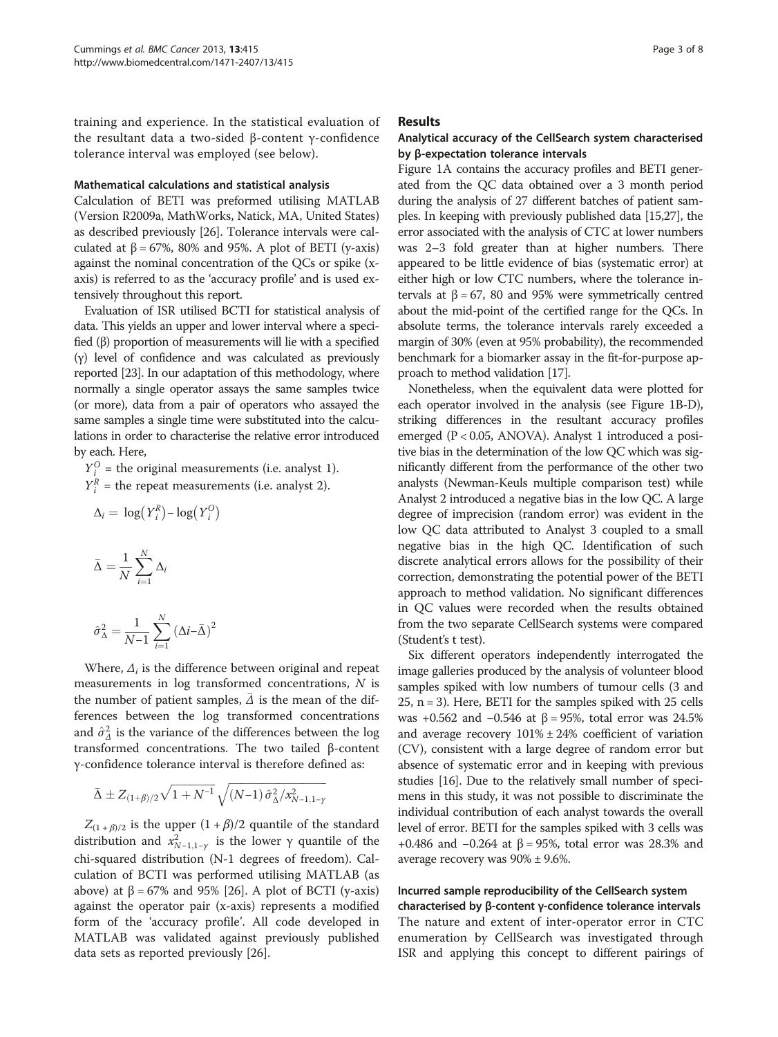training and experience. In the statistical evaluation of the resultant data a two-sided β-content γ-confidence tolerance interval was employed (see below).

#### Mathematical calculations and statistical analysis

Calculation of BETI was preformed utilising MATLAB (Version R2009a, MathWorks, Natick, MA, United States) as described previously [26]. Tolerance intervals were calculated at β = 67%, 80% and 95%. A plot of BETI (y-axis) against the nominal concentration of the QCs or spike (x-axis) is referred to as the 'accuracy profile' and is used extensively throughout this report.

Evaluation of ISR utilised BCTI for statistical analysis of data. This yields an upper and lower interval where a specified (β) proportion of measurements will lie with a specified (γ) level of confidence and was calculated as previously reported [23]. In our adaptation of this methodology, where normally a single operator assays the same samples twice (or more), data from a pair of operators who assayed the same samples a single time were substituted into the calculations in order to characterise the relative error introduced by each. Here,

$Y_i^O$ = the original measurements (i.e. analyst 1).

$Y_i^R$ = the repeat measurements (i.e. analyst 2).

$$\Delta_i = \log\left(Y_i^R\right) - \log\left(Y_i^O\right)$$

$$\bar{\Delta} = \frac{1}{N}\sum_{i=1}^{N}\Delta_i$$

$$\hat{\sigma}_{\Delta}^2 = \frac{1}{N-1}\sum_{i=1}^{N}\left(\Delta i - \bar{\Delta}\right)^2$$

Where, $\Delta_i$ is the difference between original and repeat measurements in log transformed concentrations, $N$ is the number of patient samples, $\bar{\Delta}$ is the mean of the differences between the log transformed concentrations and $\hat{\sigma}_{\Delta}^2$ is the variance of the differences between the log transformed concentrations. The two tailed β-content γ-confidence tolerance interval is therefore defined as:

$$\bar{\Delta} \pm Z_{(1+\beta)/2}\sqrt{1+N^{-1}}\sqrt{(N-1)\,\hat{\sigma}_{\Delta}^2/x_{N-1,1-\gamma}^2}$$

$Z_{(1+\beta)/2}$ is the upper $(1+\beta)/2$ quantile of the standard distribution and $x_{N-1,1-\gamma}^2$ is the lower γ quantile of the chi-squared distribution (N-1 degrees of freedom). Calculation of BCTI was performed utilising MATLAB (as above) at β = 67% and 95% [26]. A plot of BCTI (y-axis) against the operator pair (x-axis) represents a modified form of the 'accuracy profile'. All code developed in MATLAB was validated against previously published data sets as reported previously [26].

## Results

#### Analytical accuracy of the CellSearch system characterised by β-expectation tolerance intervals

Figure 1A contains the accuracy profiles and BETI generated from the QC data obtained over a 3 month period during the analysis of 27 different batches of patient samples. In keeping with previously published data [15,27], the error associated with the analysis of CTC at lower numbers was 2–3 fold greater than at higher numbers. There appeared to be little evidence of bias (systematic error) at either high or low CTC numbers, where the tolerance intervals at β = 67, 80 and 95% were symmetrically centred about the mid-point of the certified range for the QCs. In absolute terms, the tolerance intervals rarely exceeded a margin of 30% (even at 95% probability), the recommended benchmark for a biomarker assay in the fit-for-purpose approach to method validation [17].

Nonetheless, when the equivalent data were plotted for each operator involved in the analysis (see Figure 1B-D), striking differences in the resultant accuracy profiles emerged ($P < 0.05$, ANOVA). Analyst 1 introduced a positive bias in the determination of the low QC which was significantly different from the performance of the other two analysts (Newman-Keuls multiple comparison test) while Analyst 2 introduced a negative bias in the low QC. A large degree of imprecision (random error) was evident in the low QC data attributed to Analyst 3 coupled to a small negative bias in the high QC. Identification of such discrete analytical errors allows for the possibility of their correction, demonstrating the potential power of the BETI approach to method validation. No significant differences in QC values were recorded when the results obtained from the two separate CellSearch systems were compared (Student's t test).

Six different operators independently interrogated the image galleries produced by the analysis of volunteer blood samples spiked with low numbers of tumour cells (3 and 25, n = 3). Here, BETI for the samples spiked with 25 cells was +0.562 and −0.546 at β = 95%, total error was 24.5% and average recovery 101% ± 24% coefficient of variation (CV), consistent with a large degree of random error but absence of systematic error and in keeping with previous studies [16]. Due to the relatively small number of specimens in this study, it was not possible to discriminate the individual contribution of each analyst towards the overall level of error. BETI for the samples spiked with 3 cells was +0.486 and −0.264 at β = 95%, total error was 28.3% and average recovery was 90% ± 9.6%.

#### Incurred sample reproducibility of the CellSearch system characterised by β-content γ-confidence tolerance intervals

The nature and extent of inter-operator error in CTC enumeration by CellSearch was investigated through ISR and applying this concept to different pairings of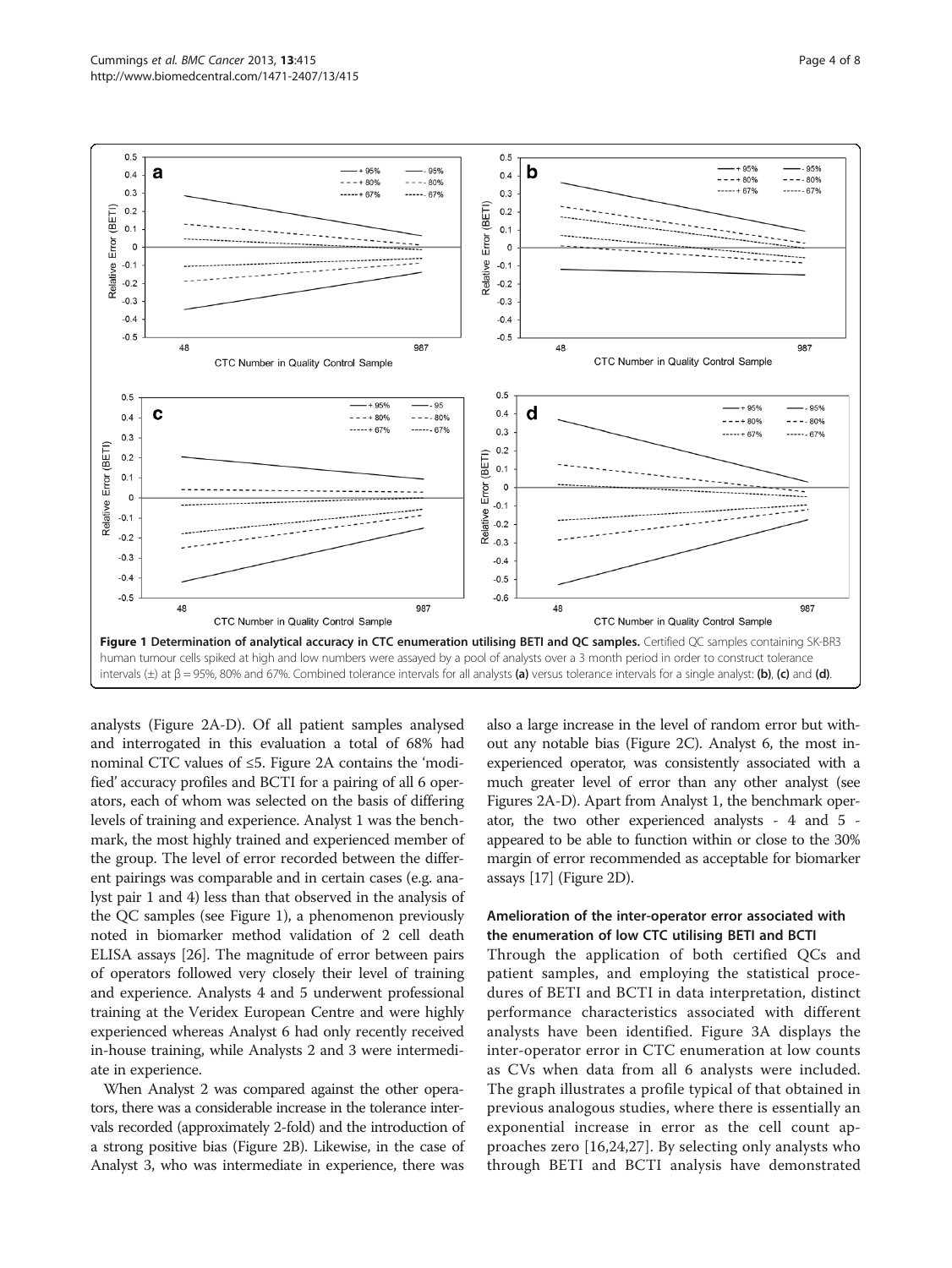**Figure 1 Determination of analytical accuracy in CTC enumeration utilising BETI and QC samples.** Certified QC samples containing SK-BR3 human tumour cells spiked at high and low numbers were assayed by a pool of analysts over a 3 month period in order to construct tolerance intervals (±) at β = 95%, 80% and 67%. Combined tolerance intervals for all analysts **(a)** versus tolerance intervals for a single analyst: **(b)**, **(c)** and **(d)**.

analysts (Figure 2A-D). Of all patient samples analysed and interrogated in this evaluation a total of 68% had nominal CTC values of ≤5. Figure 2A contains the 'modified' accuracy profiles and BCTI for a pairing of all 6 operators, each of whom was selected on the basis of differing levels of training and experience. Analyst 1 was the benchmark, the most highly trained and experienced member of the group. The level of error recorded between the different pairings was comparable and in certain cases (e.g. analyst pair 1 and 4) less than that observed in the analysis of the QC samples (see Figure 1), a phenomenon previously noted in biomarker method validation of 2 cell death ELISA assays [26]. The magnitude of error between pairs of operators followed very closely their level of training and experience. Analysts 4 and 5 underwent professional training at the Veridex European Centre and were highly experienced whereas Analyst 6 had only recently received in-house training, while Analysts 2 and 3 were intermediate in experience.

When Analyst 2 was compared against the other operators, there was a considerable increase in the tolerance intervals recorded (approximately 2-fold) and the introduction of a strong positive bias (Figure 2B). Likewise, in the case of Analyst 3, who was intermediate in experience, there was also a large increase in the level of random error but without any notable bias (Figure 2C). Analyst 6, the most inexperienced operator, was consistently associated with a much greater level of error than any other analyst (see Figures 2A-D). Apart from Analyst 1, the benchmark operator, the two other experienced analysts - 4 and 5 - appeared to be able to function within or close to the 30% margin of error recommended as acceptable for biomarker assays [17] (Figure 2D).

### Amelioration of the inter-operator error associated with the enumeration of low CTC utilising BETI and BCTI

Through the application of both certified QCs and patient samples, and employing the statistical procedures of BETI and BCTI in data interpretation, distinct performance characteristics associated with different analysts have been identified. Figure 3A displays the inter-operator error in CTC enumeration at low counts as CVs when data from all 6 analysts were included. The graph illustrates a profile typical of that obtained in previous analogous studies, where there is essentially an exponential increase in error as the cell count approaches zero [16,24,27]. By selecting only analysts who through BETI and BCTI analysis have demonstrated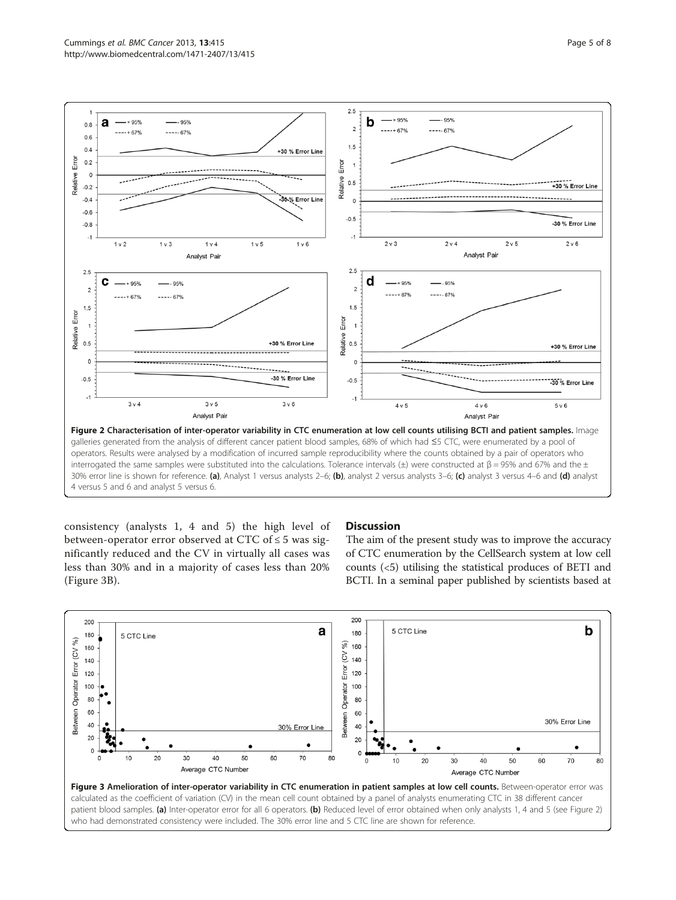Figure 2 Characterisation of inter-operator variability in CTC enumeration at low cell counts utilising BCTI and patient samples. Image galleries generated from the analysis of different cancer patient blood samples, 68% of which had ≤5 CTC, were enumerated by a pool of operators. Results were analysed by a modification of incurred sample reproducibility where the counts obtained by a pair of operators who interrogated the same samples were substituted into the calculations. Tolerance intervals (±) were constructed at β = 95% and 67% and the ± 30% error line is shown for reference. **(a)**, Analyst 1 versus analysts 2–6; **(b)**, analyst 2 versus analysts 3–6; **(c)** analyst 3 versus 4–6 and **(d)** analyst 4 versus 5 and 6 and analyst 5 versus 6.

consistency (analysts 1, 4 and 5) the high level of between-operator error observed at CTC of ≤ 5 was significantly reduced and the CV in virtually all cases was less than 30% and in a majority of cases less than 20% (Figure 3B).

## Discussion

The aim of the present study was to improve the accuracy of CTC enumeration by the CellSearch system at low cell counts (<5) utilising the statistical produces of BETI and BCTI. In a seminal paper published by scientists based at

Figure 3 Amelioration of inter-operator variability in CTC enumeration in patient samples at low cell counts. Between-operator error was calculated as the coefficient of variation (CV) in the mean cell count obtained by a panel of analysts enumerating CTC in 38 different cancer patient blood samples. **(a)** Inter-operator error for all 6 operators. **(b)** Reduced level of error obtained when only analysts 1, 4 and 5 (see Figure 2) who had demonstrated consistency were included. The 30% error line and 5 CTC line are shown for reference.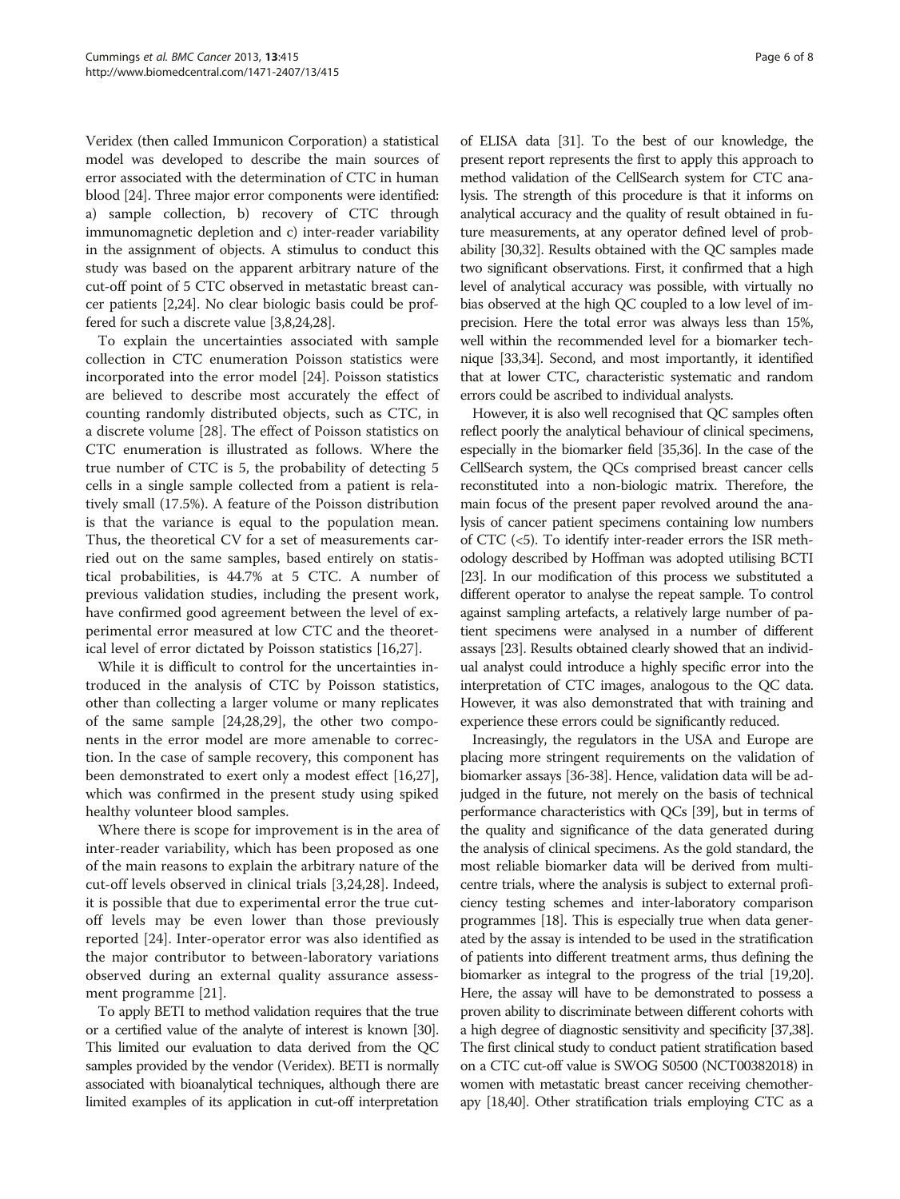Veridex (then called Immunicon Corporation) a statistical model was developed to describe the main sources of error associated with the determination of CTC in human blood [24]. Three major error components were identified: a) sample collection, b) recovery of CTC through immunomagnetic depletion and c) inter-reader variability in the assignment of objects. A stimulus to conduct this study was based on the apparent arbitrary nature of the cut-off point of 5 CTC observed in metastatic breast cancer patients [2,24]. No clear biologic basis could be proffered for such a discrete value [3,8,24,28].

To explain the uncertainties associated with sample collection in CTC enumeration Poisson statistics were incorporated into the error model [24]. Poisson statistics are believed to describe most accurately the effect of counting randomly distributed objects, such as CTC, in a discrete volume [28]. The effect of Poisson statistics on CTC enumeration is illustrated as follows. Where the true number of CTC is 5, the probability of detecting 5 cells in a single sample collected from a patient is relatively small (17.5%). A feature of the Poisson distribution is that the variance is equal to the population mean. Thus, the theoretical CV for a set of measurements carried out on the same samples, based entirely on statistical probabilities, is 44.7% at 5 CTC. A number of previous validation studies, including the present work, have confirmed good agreement between the level of experimental error measured at low CTC and the theoretical level of error dictated by Poisson statistics [16,27].

While it is difficult to control for the uncertainties introduced in the analysis of CTC by Poisson statistics, other than collecting a larger volume or many replicates of the same sample [24,28,29], the other two components in the error model are more amenable to correction. In the case of sample recovery, this component has been demonstrated to exert only a modest effect [16,27], which was confirmed in the present study using spiked healthy volunteer blood samples.

Where there is scope for improvement is in the area of inter-reader variability, which has been proposed as one of the main reasons to explain the arbitrary nature of the cut-off levels observed in clinical trials [3,24,28]. Indeed, it is possible that due to experimental error the true cut-off levels may be even lower than those previously reported [24]. Inter-operator error was also identified as the major contributor to between-laboratory variations observed during an external quality assurance assessment programme [21].

To apply BETI to method validation requires that the true or a certified value of the analyte of interest is known [30]. This limited our evaluation to data derived from the QC samples provided by the vendor (Veridex). BETI is normally associated with bioanalytical techniques, although there are limited examples of its application in cut-off interpretation of ELISA data [31]. To the best of our knowledge, the present report represents the first to apply this approach to method validation of the CellSearch system for CTC analysis. The strength of this procedure is that it informs on analytical accuracy and the quality of result obtained in future measurements, at any operator defined level of probability [30,32]. Results obtained with the QC samples made two significant observations. First, it confirmed that a high level of analytical accuracy was possible, with virtually no bias observed at the high QC coupled to a low level of imprecision. Here the total error was always less than 15%, well within the recommended level for a biomarker technique [33,34]. Second, and most importantly, it identified that at lower CTC, characteristic systematic and random errors could be ascribed to individual analysts.

However, it is also well recognised that QC samples often reflect poorly the analytical behaviour of clinical specimens, especially in the biomarker field [35,36]. In the case of the CellSearch system, the QCs comprised breast cancer cells reconstituted into a non-biologic matrix. Therefore, the main focus of the present paper revolved around the analysis of cancer patient specimens containing low numbers of CTC (<5). To identify inter-reader errors the ISR methodology described by Hoffman was adopted utilising BCTI [23]. In our modification of this process we substituted a different operator to analyse the repeat sample. To control against sampling artefacts, a relatively large number of patient specimens were analysed in a number of different assays [23]. Results obtained clearly showed that an individual analyst could introduce a highly specific error into the interpretation of CTC images, analogous to the QC data. However, it was also demonstrated that with training and experience these errors could be significantly reduced.

Increasingly, the regulators in the USA and Europe are placing more stringent requirements on the validation of biomarker assays [36-38]. Hence, validation data will be adjudged in the future, not merely on the basis of technical performance characteristics with QCs [39], but in terms of the quality and significance of the data generated during the analysis of clinical specimens. As the gold standard, the most reliable biomarker data will be derived from multicentre trials, where the analysis is subject to external proficiency testing schemes and inter-laboratory comparison programmes [18]. This is especially true when data generated by the assay is intended to be used in the stratification of patients into different treatment arms, thus defining the biomarker as integral to the progress of the trial [19,20]. Here, the assay will have to be demonstrated to possess a proven ability to discriminate between different cohorts with a high degree of diagnostic sensitivity and specificity [37,38]. The first clinical study to conduct patient stratification based on a CTC cut-off value is SWOG S0500 (NCT00382018) in women with metastatic breast cancer receiving chemotherapy [18,40]. Other stratification trials employing CTC as a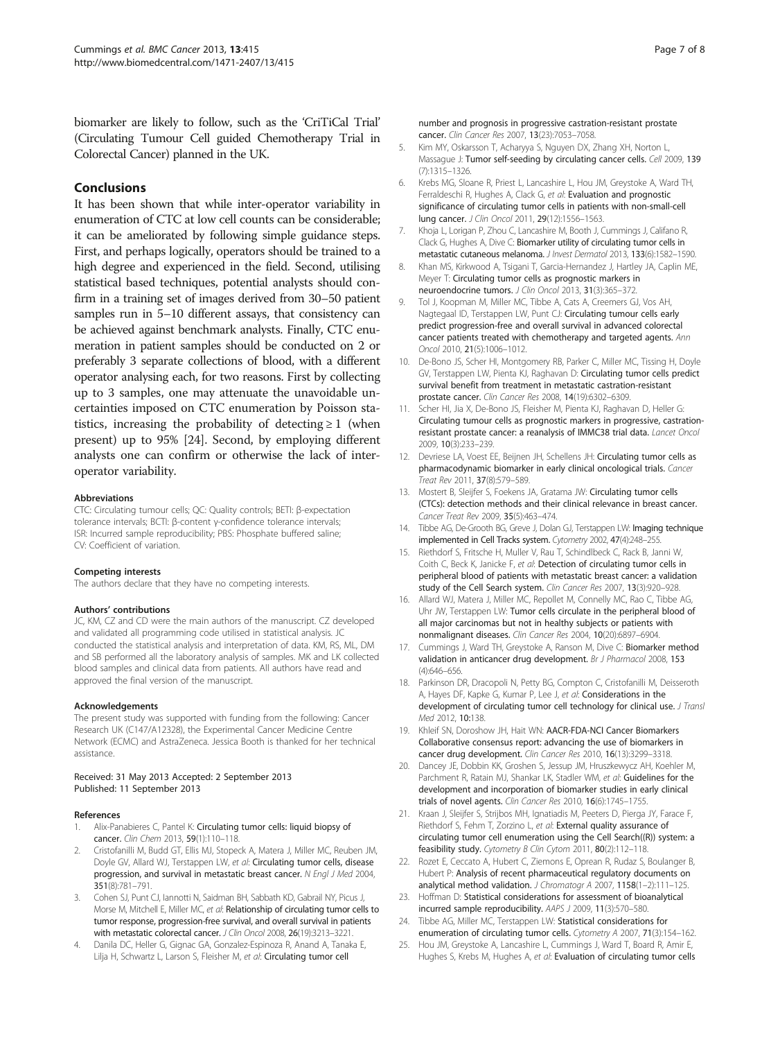biomarker are likely to follow, such as the 'CriTiCal Trial' (Circulating Tumour Cell guided Chemotherapy Trial in Colorectal Cancer) planned in the UK.

## Conclusions

It has been shown that while inter-operator variability in enumeration of CTC at low cell counts can be considerable; it can be ameliorated by following simple guidance steps. First, and perhaps logically, operators should be trained to a high degree and experienced in the field. Second, utilising statistical based techniques, potential analysts should confirm in a training set of images derived from 30–50 patient samples run in 5–10 different assays, that consistency can be achieved against benchmark analysts. Finally, CTC enumeration in patient samples should be conducted on 2 or preferably 3 separate collections of blood, with a different operator analysing each, for two reasons. First by collecting up to 3 samples, one may attenuate the unavoidable uncertainties imposed on CTC enumeration by Poisson statistics, increasing the probability of detecting $\geq 1$ (when present) up to 95% [24]. Second, by employing different analysts one can confirm or otherwise the lack of inter-operator variability.

#### Abbreviations

CTC: Circulating tumour cells; QC: Quality controls; BETI: β-expectation tolerance intervals; BCTI: β-content γ-confidence tolerance intervals; ISR: Incurred sample reproducibility; PBS: Phosphate buffered saline; CV: Coefficient of variation.

#### Competing interests

The authors declare that they have no competing interests.

#### Authors' contributions

JC, KM, CZ and CD were the main authors of the manuscript. CZ developed and validated all programming code utilised in statistical analysis. JC conducted the statistical analysis and interpretation of data. KM, RS, ML, DM and SB performed all the laboratory analysis of samples. MK and LK collected blood samples and clinical data from patients. All authors have read and approved the final version of the manuscript.

#### Acknowledgements

The present study was supported with funding from the following: Cancer Research UK (C147/A12328), the Experimental Cancer Medicine Centre Network (ECMC) and AstraZeneca. Jessica Booth is thanked for her technical assistance.

Received: 31 May 2013 Accepted: 2 September 2013
Published: 11 September 2013

#### References

1. Alix-Panabieres C, Pantel K: **Circulating tumor cells: liquid biopsy of cancer.** *Clin Chem* 2013, **59**(1):110–118.
2. Cristofanilli M, Budd GT, Ellis MJ, Stopeck A, Matera J, Miller MC, Reuben JM, Doyle GV, Allard WJ, Terstappen LW, *et al*: **Circulating tumor cells, disease progression, and survival in metastatic breast cancer.** *N Engl J Med* 2004, **351**(8):781–791.
3. Cohen SJ, Punt CJ, Iannotti N, Saidman BH, Sabbath KD, Gabrail NY, Picus J, Morse M, Mitchell E, Miller MC, *et al*: **Relationship of circulating tumor cells to tumor response, progression-free survival, and overall survival in patients with metastatic colorectal cancer.** *J Clin Oncol* 2008, **26**(19):3213–3221.
4. Danila DC, Heller G, Gignac GA, Gonzalez-Espinoza R, Anand A, Tanaka E, Lilja H, Schwartz L, Larson S, Fleisher M, *et al*: **Circulating tumor cell number and prognosis in progressive castration-resistant prostate cancer.** *Clin Cancer Res* 2007, **13**(23):7053–7058.
5. Kim MY, Oskarsson T, Acharyya S, Nguyen DX, Zhang XH, Norton L, Massague J: **Tumor self-seeding by circulating cancer cells.** *Cell* 2009, **139** (7):1315–1326.
6. Krebs MG, Sloane R, Priest L, Lancashire L, Hou JM, Greystoke A, Ward TH, Ferraldeschi R, Hughes A, Clack G, *et al*: **Evaluation and prognostic significance of circulating tumor cells in patients with non-small-cell lung cancer.** *J Clin Oncol* 2011, **29**(12):1556–1563.
7. Khoja L, Lorigan P, Zhou C, Lancashire M, Booth J, Cummings J, Califano R, Clack G, Hughes A, Dive C: **Biomarker utility of circulating tumor cells in metastatic cutaneous melanoma.** *J Invest Dermatol* 2013, **133**(6):1582–1590.
8. Khan MS, Kirkwood A, Tsigani T, Garcia-Hernandez J, Hartley JA, Caplin ME, Meyer T: **Circulating tumor cells as prognostic markers in neuroendocrine tumors.** *J Clin Oncol* 2013, **31**(3):365–372.
9. Tol J, Koopman M, Miller MC, Tibbe A, Cats A, Creemers GJ, Vos AH, Nagtegaal ID, Terstappen LW, Punt CJ: **Circulating tumour cells early predict progression-free and overall survival in advanced colorectal cancer patients treated with chemotherapy and targeted agents.** *Ann Oncol* 2010, **21**(5):1006–1012.
10. De-Bono JS, Scher HI, Montgomery RB, Parker C, Miller MC, Tissing H, Doyle GV, Terstappen LW, Pienta KJ, Raghavan D: **Circulating tumor cells predict survival benefit from treatment in metastatic castration-resistant prostate cancer.** *Clin Cancer Res* 2008, **14**(19):6302–6309.
11. Scher HI, Jia X, De-Bono JS, Fleisher M, Pienta KJ, Raghavan D, Heller G: **Circulating tumour cells as prognostic markers in progressive, castration-resistant prostate cancer: a reanalysis of IMMC38 trial data.** *Lancet Oncol* 2009, **10**(3):233–239.
12. Devriese LA, Voest EE, Beijnen JH, Schellens JH: **Circulating tumor cells as pharmacodynamic biomarker in early clinical oncological trials.** *Cancer Treat Rev* 2011, **37**(8):579–589.
13. Mostert B, Sleijfer S, Foekens JA, Gratama JW: **Circulating tumor cells (CTCs): detection methods and their clinical relevance in breast cancer.** *Cancer Treat Rev* 2009, **35**(5):463–474.
14. Tibbe AG, De-Grooth BG, Greve J, Dolan GJ, Terstappen LW: **Imaging technique implemented in Cell Tracks system.** *Cytometry* 2002, **47**(4):248–255.
15. Riethdorf S, Fritsche H, Muller V, Rau T, Schindlbeck C, Rack B, Janni W, Coith C, Beck K, Janicke F, *et al*: **Detection of circulating tumor cells in peripheral blood of patients with metastatic breast cancer: a validation study of the Cell Search system.** *Clin Cancer Res* 2007, **13**(3):920–928.
16. Allard WJ, Matera J, Miller MC, Repollet M, Connelly MC, Rao C, Tibbe AG, Uhr JW, Terstappen LW: **Tumor cells circulate in the peripheral blood of all major carcinomas but not in healthy subjects or patients with nonmalignant diseases.** *Clin Cancer Res* 2004, **10**(20):6897–6904.
17. Cummings J, Ward TH, Greystoke A, Ranson M, Dive C: **Biomarker method validation in anticancer drug development.** *Br J Pharmacol* 2008, **153** (4):646–656.
18. Parkinson DR, Dracopoli N, Petty BG, Compton C, Cristofanilli M, Deisseroth A, Hayes DF, Kapke G, Kumar P, Lee J, *et al*: **Considerations in the development of circulating tumor cell technology for clinical use.** *J Transl Med* 2012, **10**:138.
19. Khleif SN, Doroshow JH, Hait WN: **AACR-FDA-NCI Cancer Biomarkers Collaborative consensus report: advancing the use of biomarkers in cancer drug development.** *Clin Cancer Res* 2010, **16**(13):3299–3318.
20. Dancey JE, Dobbin KK, Groshen S, Jessup JM, Hruszkewycz AH, Koehler M, Parchment R, Ratain MJ, Shankar LK, Stadler WM, *et al*: **Guidelines for the development and incorporation of biomarker studies in early clinical trials of novel agents.** *Clin Cancer Res* 2010, **16**(6):1745–1755.
21. Kraan J, Sleijfer S, Strijbos MH, Ignatiadis M, Peeters D, Pierga JY, Farace F, Riethdorf S, Fehm T, Zorzino L, *et al*: **External quality assurance of circulating tumor cell enumeration using the Cell Search((R)) system: a feasibility study.** *Cytometry B Clin Cytom* 2011, **80**(2):112–118.
22. Rozet E, Ceccato A, Hubert C, Ziemons E, Oprean R, Rudaz S, Boulanger B, Hubert P: **Analysis of recent pharmaceutical regulatory documents on analytical method validation.** *J Chromatogr A* 2007, **1158**(1–2):111–125.
23. Hoffman D: **Statistical considerations for assessment of bioanalytical incurred sample reproducibility.** *AAPS J* 2009, **11**(3):570–580.
24. Tibbe AG, Miller MC, Terstappen LW: **Statistical considerations for enumeration of circulating tumor cells.** *Cytometry A* 2007, **71**(3):154–162.
25. Hou JM, Greystoke A, Lancashire L, Cummings J, Ward T, Board R, Amir E, Hughes S, Krebs M, Hughes A, *et al*: **Evaluation of circulating tumor cells**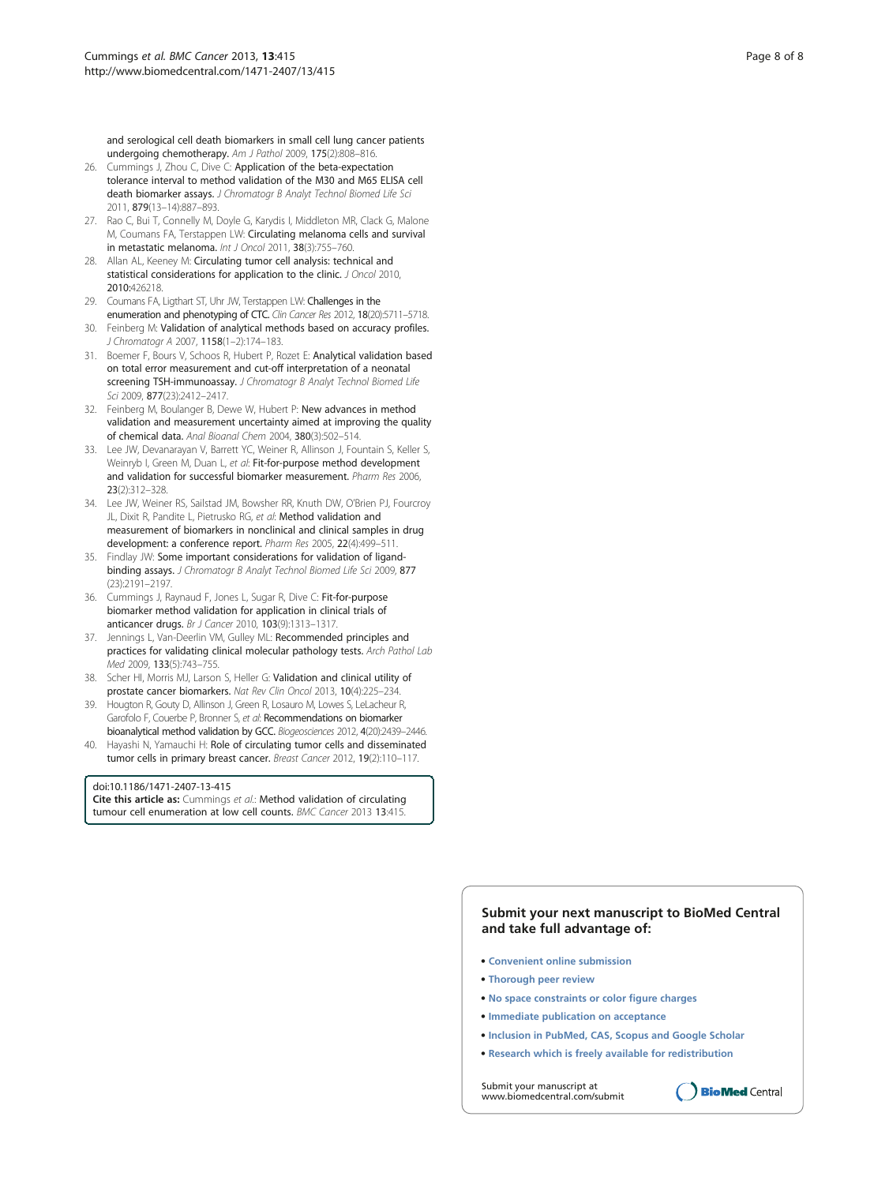and serological cell death biomarkers in small cell lung cancer patients undergoing chemotherapy. *Am J Pathol* 2009, **175**(2):808–816.

26. Cummings J, Zhou C, Dive C: **Application of the beta-expectation tolerance interval to method validation of the M30 and M65 ELISA cell death biomarker assays.** *J Chromatogr B Analyt Technol Biomed Life Sci* 2011, **879**(13–14):887–893.
27. Rao C, Bui T, Connelly M, Doyle G, Karydis I, Middleton MR, Clack G, Malone M, Coumans FA, Terstappen LW: **Circulating melanoma cells and survival in metastatic melanoma.** *Int J Oncol* 2011, **38**(3):755–760.
28. Allan AL, Keeney M: **Circulating tumor cell analysis: technical and statistical considerations for application to the clinic.** *J Oncol* 2010, **2010**:426218.
29. Coumans FA, Ligthart ST, Uhr JW, Terstappen LW: **Challenges in the enumeration and phenotyping of CTC.** *Clin Cancer Res* 2012, **18**(20):5711–5718.
30. Feinberg M: **Validation of analytical methods based on accuracy profiles.** *J Chromatogr A* 2007, **1158**(1–2):174–183.
31. Boemer F, Bours V, Schoos R, Hubert P, Rozet E: **Analytical validation based on total error measurement and cut-off interpretation of a neonatal screening TSH-immunoassay.** *J Chromatogr B Analyt Technol Biomed Life Sci* 2009, **877**(23):2412–2417.
32. Feinberg M, Boulanger B, Dewe W, Hubert P: **New advances in method validation and measurement uncertainty aimed at improving the quality of chemical data.** *Anal Bioanal Chem* 2004, **380**(3):502–514.
33. Lee JW, Devanarayan V, Barrett YC, Weiner R, Allinson J, Fountain S, Keller S, Weinryb I, Green M, Duan L, *et al*: **Fit-for-purpose method development and validation for successful biomarker measurement.** *Pharm Res* 2006, **23**(2):312–328.
34. Lee JW, Weiner RS, Sailstad JM, Bowsher RR, Knuth DW, O'Brien PJ, Fourcroy JL, Dixit R, Pandite L, Pietrusko RG, *et al*: **Method validation and measurement of biomarkers in nonclinical and clinical samples in drug development: a conference report.** *Pharm Res* 2005, **22**(4):499–511.
35. Findlay JW: **Some important considerations for validation of ligand-binding assays.** *J Chromatogr B Analyt Technol Biomed Life Sci* 2009, **877**(23):2191–2197.
36. Cummings J, Raynaud F, Jones L, Sugar R, Dive C: **Fit-for-purpose biomarker method validation for application in clinical trials of anticancer drugs.** *Br J Cancer* 2010, **103**(9):1313–1317.
37. Jennings L, Van-Deerlin VM, Gulley ML: **Recommended principles and practices for validating clinical molecular pathology tests.** *Arch Pathol Lab Med* 2009, **133**(5):743–755.
38. Scher HI, Morris MJ, Larson S, Heller G: **Validation and clinical utility of prostate cancer biomarkers.** *Nat Rev Clin Oncol* 2013, **10**(4):225–234.
39. Hougton R, Gouty D, Allinson J, Green R, Losauro M, Lowes S, LeLacheur R, Garofolo F, Couerbe P, Bronner S, *et al*: **Recommendations on biomarker bioanalytical method validation by GCC.** *Biogeosciences* 2012, **4**(20):2439–2446.
40. Hayashi N, Yamauchi H: **Role of circulating tumor cells and disseminated tumor cells in primary breast cancer.** *Breast Cancer* 2012, **19**(2):110–117.

doi:10.1186/1471-2407-13-415
**Cite this article as:** Cummings *et al.*: Method validation of circulating tumour cell enumeration at low cell counts. *BMC Cancer* 2013 **13**:415.

**Submit your next manuscript to BioMed Central and take full advantage of:**

- Convenient online submission
- Thorough peer review
- No space constraints or color figure charges
- Immediate publication on acceptance
- Inclusion in PubMed, CAS, Scopus and Google Scholar
- Research which is freely available for redistribution

Submit your manuscript at
www.biomedcentral.com/submit

BioMed Central